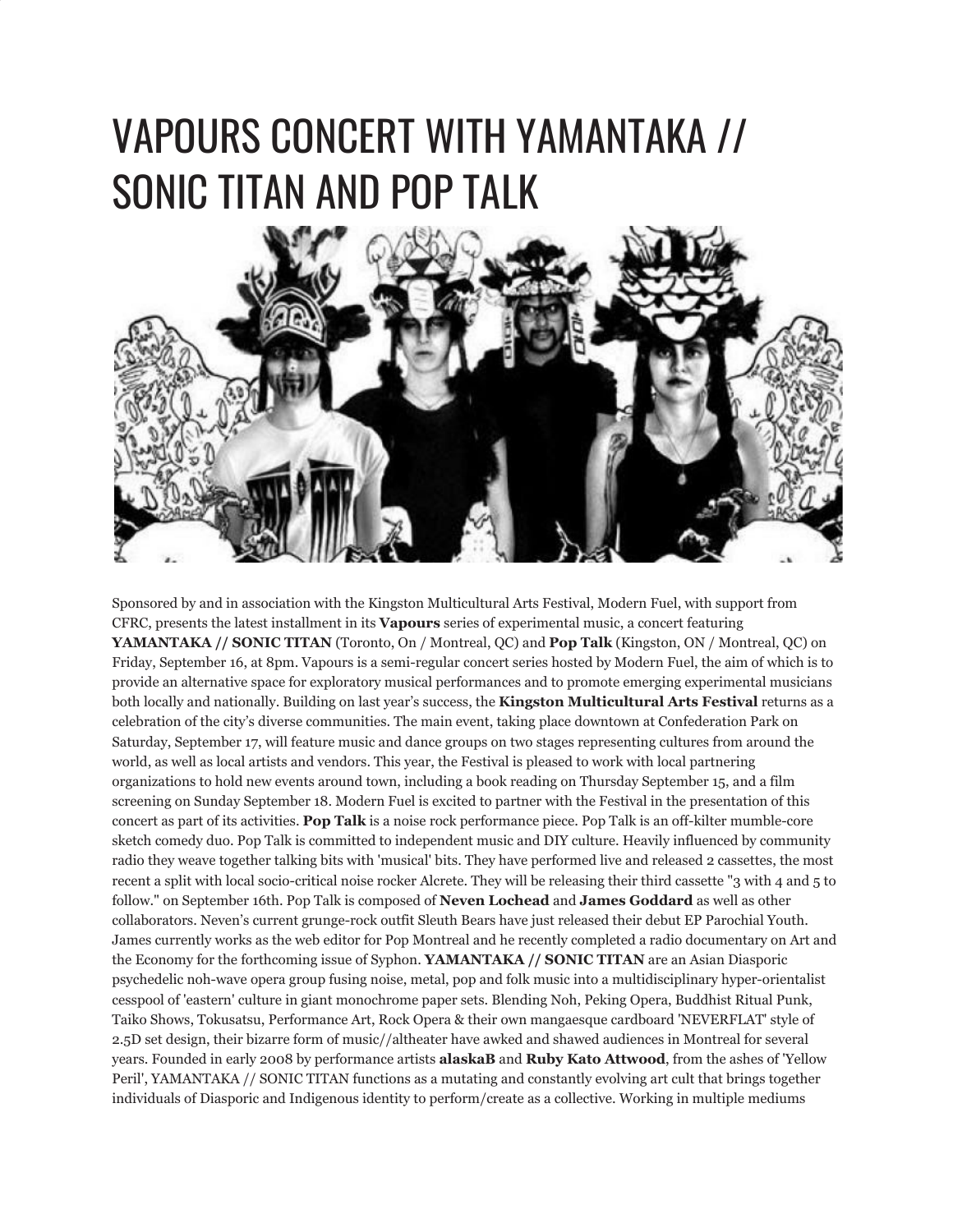# VAPOURS CONCERT WITH YAMANTAKA // SONIC TITAN AND POP TALK

Sponsored by and in association with the Kingston Multicultural Arts Festival, Modern Fuel, with support from CFRC, presents the latest installment in its **Vapours** series of experimental music, a concert featuring **YAMANTAKA // SONIC TITAN** (Toronto, On / Montreal, QC) and **Pop Talk** (Kingston, ON / Montreal, QC) on Friday, September 16, at 8pm. Vapours is a semi-regular concert series hosted by Modern Fuel, the aim of which is to provide an alternative space for exploratory musical performances and to promote emerging experimental musicians both locally and nationally. Building on last year's success, the **Kingston Multicultural Arts Festival** returns as a celebration of the city's diverse communities. The main event, taking place downtown at Confederation Park on Saturday, September 17, will feature music and dance groups on two stages representing cultures from around the world, as well as local artists and vendors. This year, the Festival is pleased to work with local partnering organizations to hold new events around town, including a book reading on Thursday September 15, and a film screening on Sunday September 18. Modern Fuel is excited to partner with the Festival in the presentation of this concert as part of its activities. **Pop Talk** is a noise rock performance piece. Pop Talk is an off-kilter mumble-core sketch comedy duo. Pop Talk is committed to independent music and DIY culture. Heavily influenced by community radio they weave together talking bits with 'musical' bits. They have performed live and released 2 cassettes, the most recent a split with local socio-critical noise rocker Alcrete. They will be releasing their third cassette "3 with 4 and 5 to follow." on September 16th. Pop Talk is composed of **Neven Lochead** and **James Goddard** as well as other collaborators. Neven's current grunge-rock outfit Sleuth Bears have just released their debut EP Parochial Youth. James currently works as the web editor for Pop Montreal and he recently completed a radio documentary on Art and the Economy for the forthcoming issue of Syphon. **YAMANTAKA // SONIC TITAN** are an Asian Diasporic psychedelic noh-wave opera group fusing noise, metal, pop and folk music into a multidisciplinary hyper-orientalist cesspool of 'eastern' culture in giant monochrome paper sets. Blending Noh, Peking Opera, Buddhist Ritual Punk, Taiko Shows, Tokusatsu, Performance Art, Rock Opera & their own mangaesque cardboard 'NEVERFLAT' style of 2.5D set design, their bizarre form of music//altheater have awked and shawed audiences in Montreal for several years. Founded in early 2008 by performance artists **alaskaB** and **Ruby Kato Attwood**, from the ashes of 'Yellow Peril', YAMANTAKA // SONIC TITAN functions as a mutating and constantly evolving art cult that brings together individuals of Diasporic and Indigenous identity to perform/create as a collective. Working in multiple mediums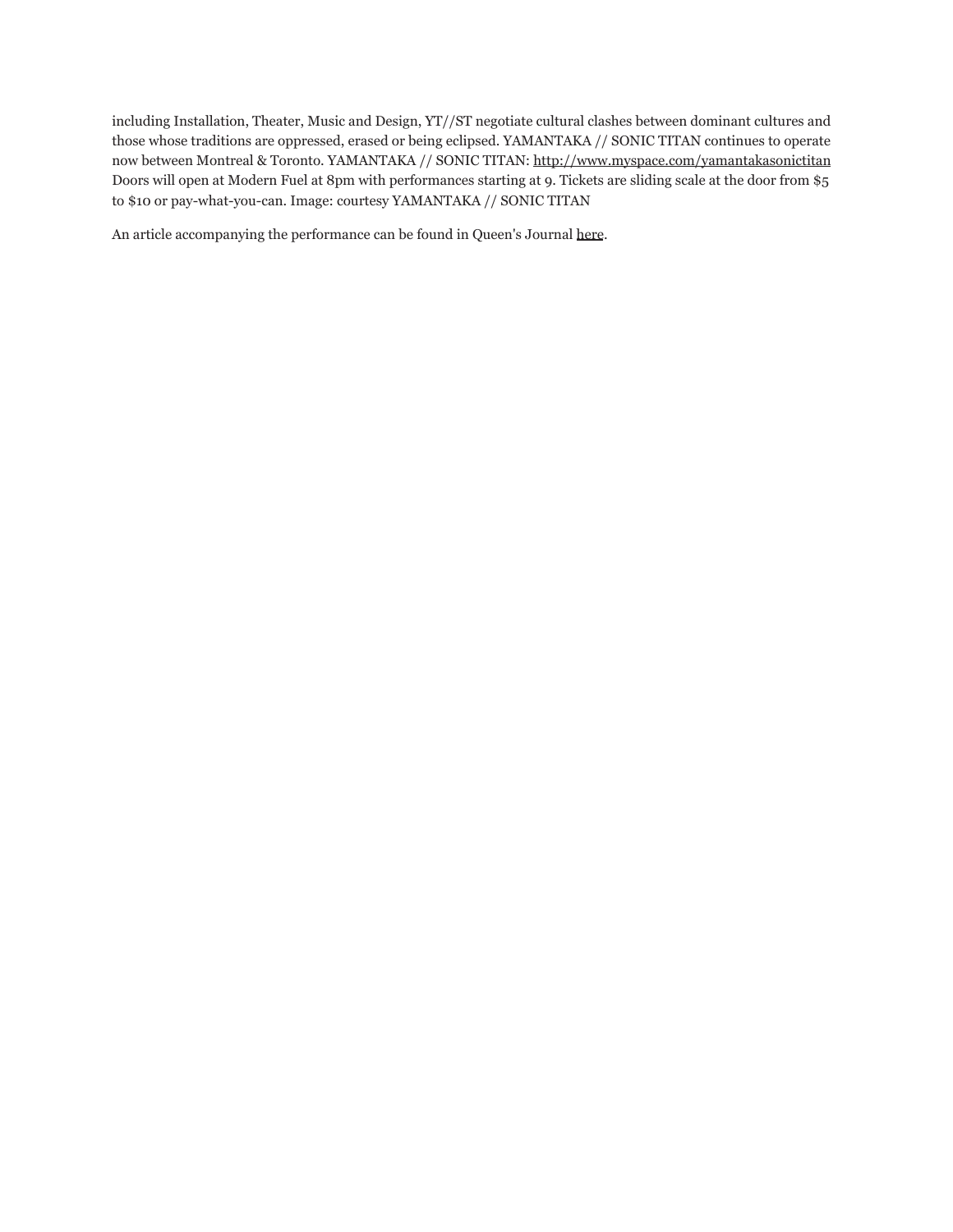including Installation, Theater, Music and Design, YT//ST negotiate cultural clashes between dominant cultures and those whose traditions are oppressed, erased or being eclipsed. YAMANTAKA // SONIC TITAN continues to operate now between Montreal & Toronto. YAMANTAKA // SONIC TITAN: http://www.myspace.com/yamantakasonictitan Doors will open at Modern Fuel at 8pm with performances starting at 9. Tickets are sliding scale at the door from $5 to $10 or pay-what-you-can. Image: courtesy YAMANTAKA // SONIC TITAN

An article accompanying the performance can be found in Queen's Journal here.